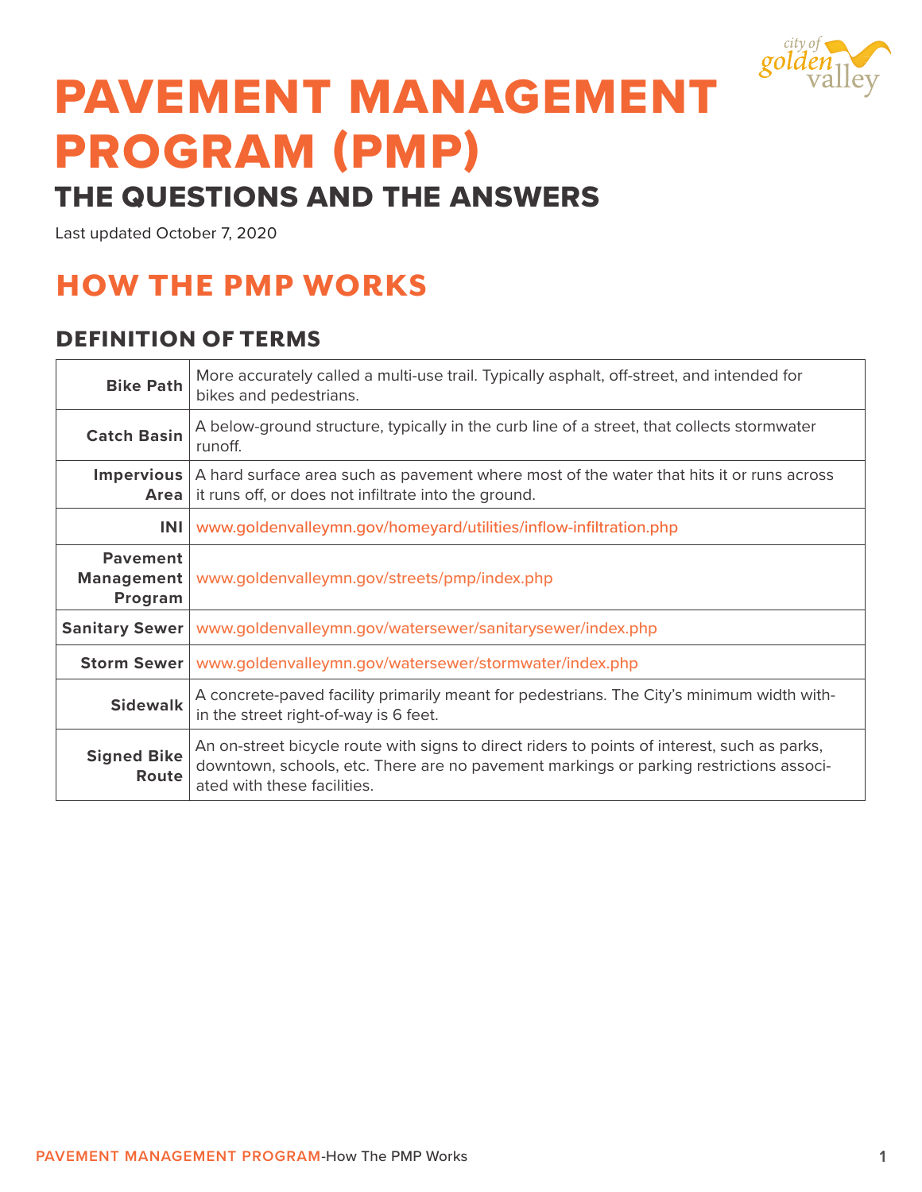# PAVEMENT MANAGEMENT PROGRAM (PMP)

## THE QUESTIONS AND THE ANSWERS

Last updated October 7, 2020

## HOW THE PMP WORKS

### DEFINITION OF TERMS

| Term | Definition |
|---|---|
| **Bike Path** | More accurately called a multi-use trail. Typically asphalt, off-street, and intended for bikes and pedestrians. |
| **Catch Basin** | A below-ground structure, typically in the curb line of a street, that collects stormwater runoff. |
| **Impervious Area** | A hard surface area such as pavement where most of the water that hits it or runs across it runs off, or does not infiltrate into the ground. |
| **INI** | www.goldenvalleymn.gov/homeyard/utilities/inflow-infiltration.php |
| **Pavement Management Program** | www.goldenvalleymn.gov/streets/pmp/index.php |
| **Sanitary Sewer** | www.goldenvalleymn.gov/watersewer/sanitarysewer/index.php |
| **Storm Sewer** | www.goldenvalleymn.gov/watersewer/stormwater/index.php |
| **Sidewalk** | A concrete-paved facility primarily meant for pedestrians. The City's minimum width within the street right-of-way is 6 feet. |
| **Signed Bike Route** | An on-street bicycle route with signs to direct riders to points of interest, such as parks, downtown, schools, etc. There are no pavement markings or parking restrictions associated with these facilities. |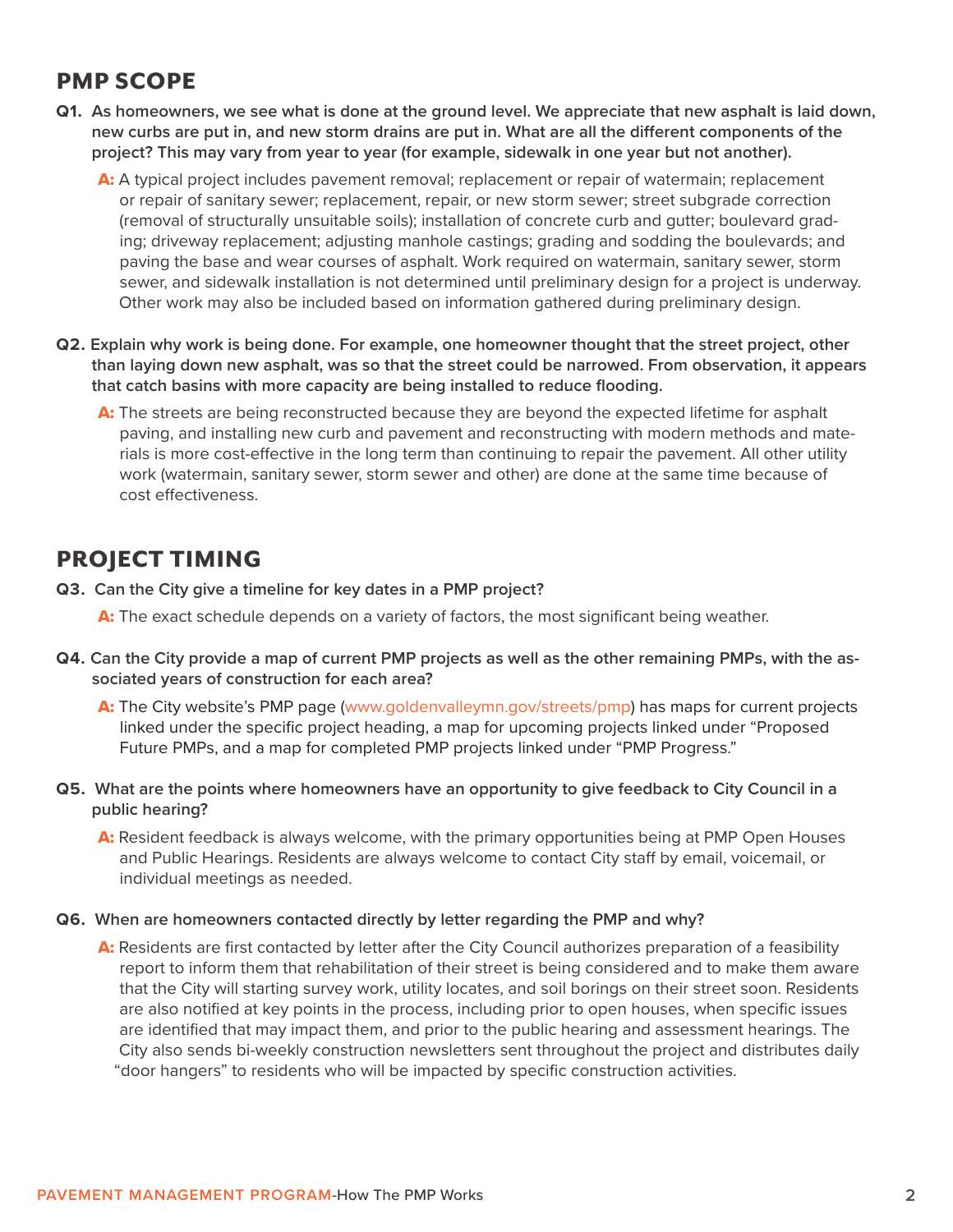## PMP SCOPE

**Q1. As homeowners, we see what is done at the ground level. We appreciate that new asphalt is laid down, new curbs are put in, and new storm drains are put in. What are all the different components of the project? This may vary from year to year (for example, sidewalk in one year but not another).**

**A:** A typical project includes pavement removal; replacement or repair of watermain; replacement or repair of sanitary sewer; replacement, repair, or new storm sewer; street subgrade correction (removal of structurally unsuitable soils); installation of concrete curb and gutter; boulevard grading; driveway replacement; adjusting manhole castings; grading and sodding the boulevards; and paving the base and wear courses of asphalt. Work required on watermain, sanitary sewer, storm sewer, and sidewalk installation is not determined until preliminary design for a project is underway. Other work may also be included based on information gathered during preliminary design.

**Q2. Explain why work is being done. For example, one homeowner thought that the street project, other than laying down new asphalt, was so that the street could be narrowed. From observation, it appears that catch basins with more capacity are being installed to reduce flooding.**

**A:** The streets are being reconstructed because they are beyond the expected lifetime for asphalt paving, and installing new curb and pavement and reconstructing with modern methods and materials is more cost-effective in the long term than continuing to repair the pavement. All other utility work (watermain, sanitary sewer, storm sewer and other) are done at the same time because of cost effectiveness.

## PROJECT TIMING

**Q3. Can the City give a timeline for key dates in a PMP project?**

**A:** The exact schedule depends on a variety of factors, the most significant being weather.

**Q4. Can the City provide a map of current PMP projects as well as the other remaining PMPs, with the associated years of construction for each area?**

**A:** The City website's PMP page (www.goldenvalleymn.gov/streets/pmp) has maps for current projects linked under the specific project heading, a map for upcoming projects linked under "Proposed Future PMPs, and a map for completed PMP projects linked under "PMP Progress."

**Q5. What are the points where homeowners have an opportunity to give feedback to City Council in a public hearing?**

**A:** Resident feedback is always welcome, with the primary opportunities being at PMP Open Houses and Public Hearings. Residents are always welcome to contact City staff by email, voicemail, or individual meetings as needed.

**Q6. When are homeowners contacted directly by letter regarding the PMP and why?**

**A:** Residents are first contacted by letter after the City Council authorizes preparation of a feasibility report to inform them that rehabilitation of their street is being considered and to make them aware that the City will starting survey work, utility locates, and soil borings on their street soon. Residents are also notified at key points in the process, including prior to open houses, when specific issues are identified that may impact them, and prior to the public hearing and assessment hearings. The City also sends bi-weekly construction newsletters sent throughout the project and distributes daily "door hangers" to residents who will be impacted by specific construction activities.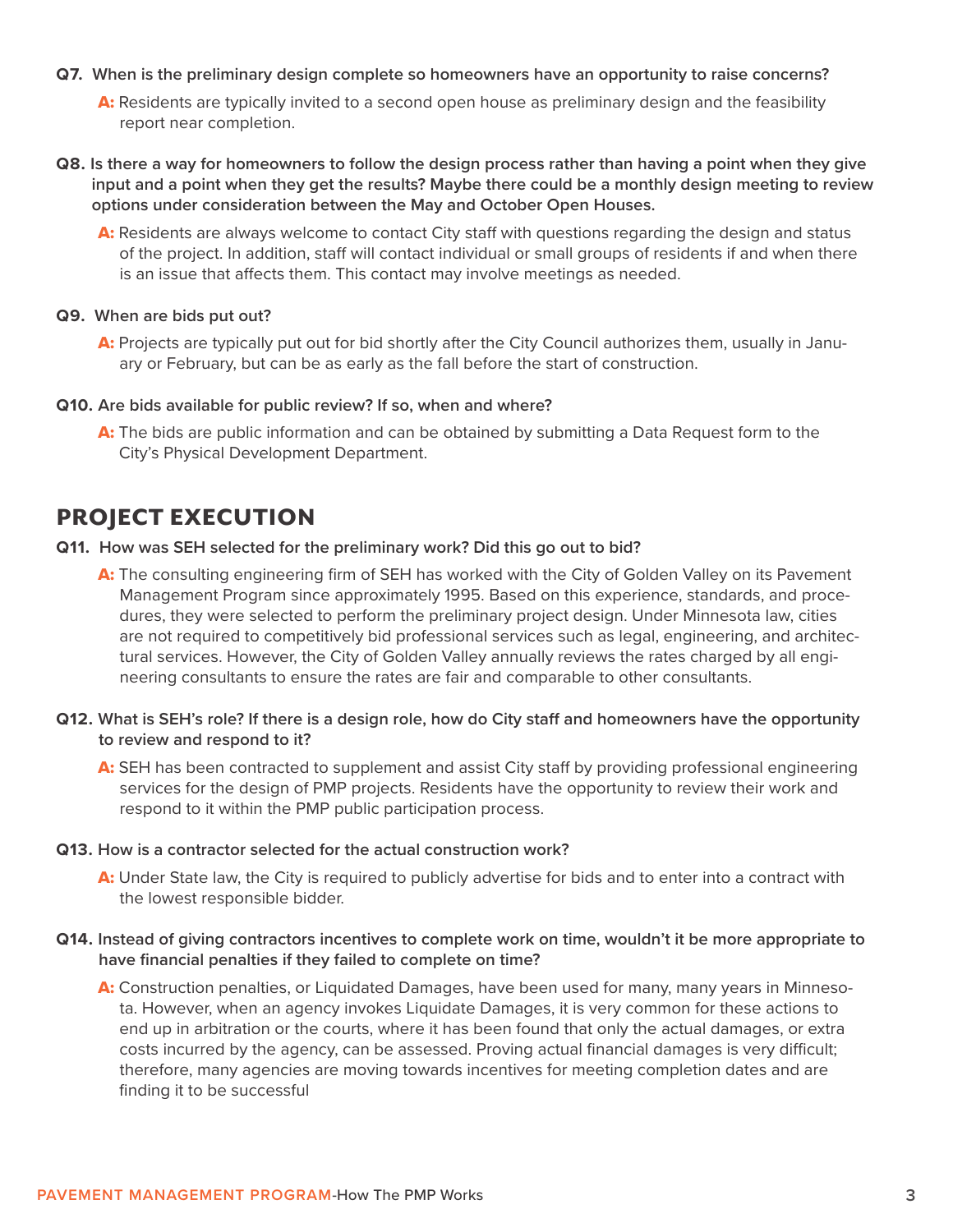**Q7. When is the preliminary design complete so homeowners have an opportunity to raise concerns?**

**A:** Residents are typically invited to a second open house as preliminary design and the feasibility report near completion.

**Q8. Is there a way for homeowners to follow the design process rather than having a point when they give input and a point when they get the results? Maybe there could be a monthly design meeting to review options under consideration between the May and October Open Houses.**

**A:** Residents are always welcome to contact City staff with questions regarding the design and status of the project. In addition, staff will contact individual or small groups of residents if and when there is an issue that affects them. This contact may involve meetings as needed.

**Q9. When are bids put out?**

**A:** Projects are typically put out for bid shortly after the City Council authorizes them, usually in January or February, but can be as early as the fall before the start of construction.

**Q10. Are bids available for public review? If so, when and where?**

**A:** The bids are public information and can be obtained by submitting a Data Request form to the City's Physical Development Department.

## PROJECT EXECUTION

**Q11. How was SEH selected for the preliminary work? Did this go out to bid?**

**A:** The consulting engineering firm of SEH has worked with the City of Golden Valley on its Pavement Management Program since approximately 1995. Based on this experience, standards, and procedures, they were selected to perform the preliminary project design. Under Minnesota law, cities are not required to competitively bid professional services such as legal, engineering, and architectural services. However, the City of Golden Valley annually reviews the rates charged by all engineering consultants to ensure the rates are fair and comparable to other consultants.

**Q12. What is SEH's role? If there is a design role, how do City staff and homeowners have the opportunity to review and respond to it?**

**A:** SEH has been contracted to supplement and assist City staff by providing professional engineering services for the design of PMP projects. Residents have the opportunity to review their work and respond to it within the PMP public participation process.

**Q13. How is a contractor selected for the actual construction work?**

**A:** Under State law, the City is required to publicly advertise for bids and to enter into a contract with the lowest responsible bidder.

**Q14. Instead of giving contractors incentives to complete work on time, wouldn't it be more appropriate to have financial penalties if they failed to complete on time?**

**A:** Construction penalties, or Liquidated Damages, have been used for many, many years in Minnesota. However, when an agency invokes Liquidate Damages, it is very common for these actions to end up in arbitration or the courts, where it has been found that only the actual damages, or extra costs incurred by the agency, can be assessed. Proving actual financial damages is very difficult; therefore, many agencies are moving towards incentives for meeting completion dates and are finding it to be successful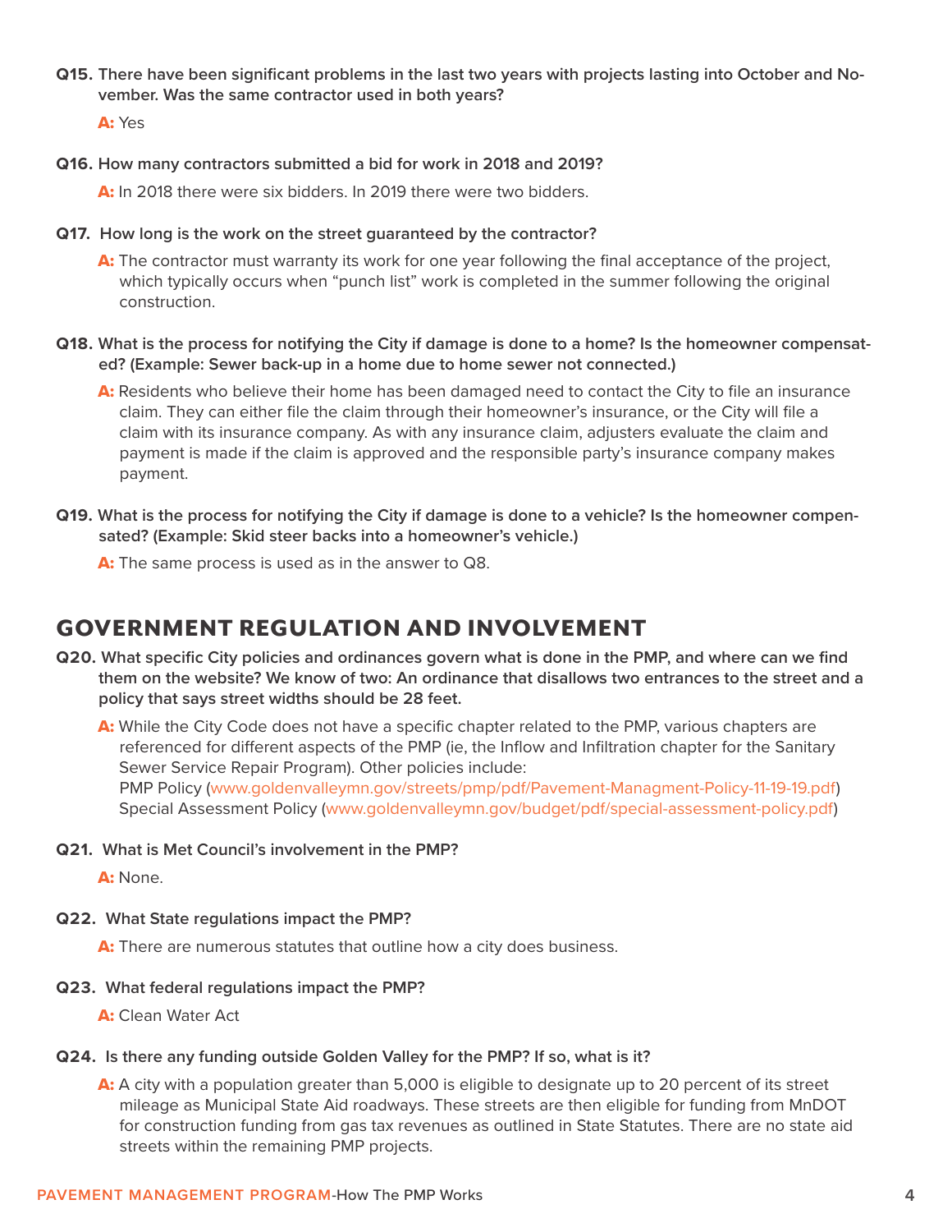**Q15. There have been significant problems in the last two years with projects lasting into October and November. Was the same contractor used in both years?**

**A:** Yes

**Q16. How many contractors submitted a bid for work in 2018 and 2019?**

**A:** In 2018 there were six bidders. In 2019 there were two bidders.

**Q17. How long is the work on the street guaranteed by the contractor?**

**A:** The contractor must warranty its work for one year following the final acceptance of the project, which typically occurs when "punch list" work is completed in the summer following the original construction.

**Q18. What is the process for notifying the City if damage is done to a home? Is the homeowner compensated? (Example: Sewer back-up in a home due to home sewer not connected.)**

**A:** Residents who believe their home has been damaged need to contact the City to file an insurance claim. They can either file the claim through their homeowner's insurance, or the City will file a claim with its insurance company. As with any insurance claim, adjusters evaluate the claim and payment is made if the claim is approved and the responsible party's insurance company makes payment.

**Q19. What is the process for notifying the City if damage is done to a vehicle? Is the homeowner compensated? (Example: Skid steer backs into a homeowner's vehicle.)**

**A:** The same process is used as in the answer to Q8.

## GOVERNMENT REGULATION AND INVOLVEMENT

**Q20. What specific City policies and ordinances govern what is done in the PMP, and where can we find them on the website? We know of two: An ordinance that disallows two entrances to the street and a policy that says street widths should be 28 feet.**

**A:** While the City Code does not have a specific chapter related to the PMP, various chapters are referenced for different aspects of the PMP (ie, the Inflow and Infiltration chapter for the Sanitary Sewer Service Repair Program). Other policies include:
PMP Policy (www.goldenvalleymn.gov/streets/pmp/pdf/Pavement-Managment-Policy-11-19-19.pdf)
Special Assessment Policy (www.goldenvalleymn.gov/budget/pdf/special-assessment-policy.pdf)

**Q21. What is Met Council's involvement in the PMP?**

**A:** None.

**Q22. What State regulations impact the PMP?**

**A:** There are numerous statutes that outline how a city does business.

**Q23. What federal regulations impact the PMP?**

**A:** Clean Water Act

**Q24. Is there any funding outside Golden Valley for the PMP? If so, what is it?**

**A:** A city with a population greater than 5,000 is eligible to designate up to 20 percent of its street mileage as Municipal State Aid roadways. These streets are then eligible for funding from MnDOT for construction funding from gas tax revenues as outlined in State Statutes. There are no state aid streets within the remaining PMP projects.